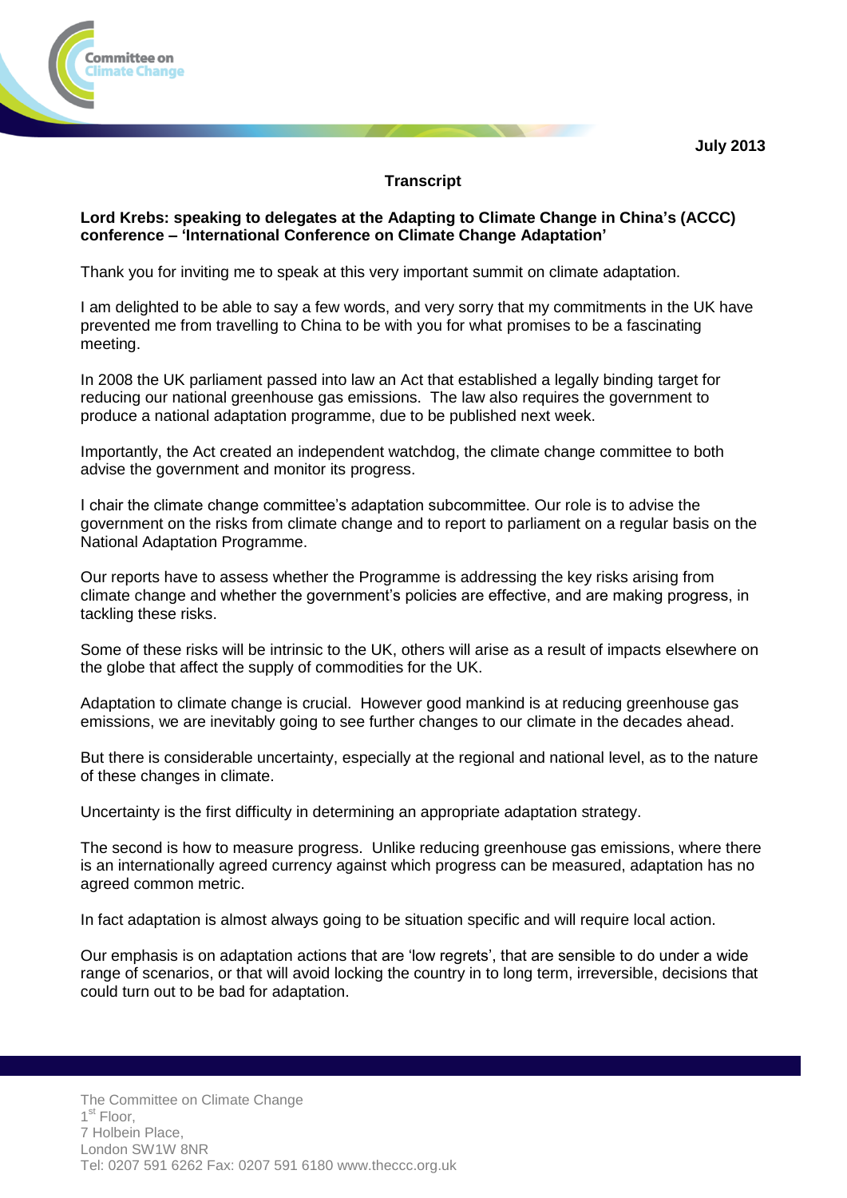July 2013

**Transcript**

**Lord Krebs: speaking to delegates at the Adapting to Climate Change in China's (ACCC) conference – 'International Conference on Climate Change Adaptation'**

Thank you for inviting me to speak at this very important summit on climate adaptation.

I am delighted to be able to say a few words, and very sorry that my commitments in the UK have prevented me from travelling to China to be with you for what promises to be a fascinating meeting.

In 2008 the UK parliament passed into law an Act that established a legally binding target for reducing our national greenhouse gas emissions. The law also requires the government to produce a national adaptation programme, due to be published next week.

Importantly, the Act created an independent watchdog, the climate change committee to both advise the government and monitor its progress.

I chair the climate change committee's adaptation subcommittee. Our role is to advise the government on the risks from climate change and to report to parliament on a regular basis on the National Adaptation Programme.

Our reports have to assess whether the Programme is addressing the key risks arising from climate change and whether the government's policies are effective, and are making progress, in tackling these risks.

Some of these risks will be intrinsic to the UK, others will arise as a result of impacts elsewhere on the globe that affect the supply of commodities for the UK.

Adaptation to climate change is crucial. However good mankind is at reducing greenhouse gas emissions, we are inevitably going to see further changes to our climate in the decades ahead.

But there is considerable uncertainty, especially at the regional and national level, as to the nature of these changes in climate.

Uncertainty is the first difficulty in determining an appropriate adaptation strategy.

The second is how to measure progress. Unlike reducing greenhouse gas emissions, where there is an internationally agreed currency against which progress can be measured, adaptation has no agreed common metric.

In fact adaptation is almost always going to be situation specific and will require local action.

Our emphasis is on adaptation actions that are 'low regrets', that are sensible to do under a wide range of scenarios, or that will avoid locking the country in to long term, irreversible, decisions that could turn out to be bad for adaptation.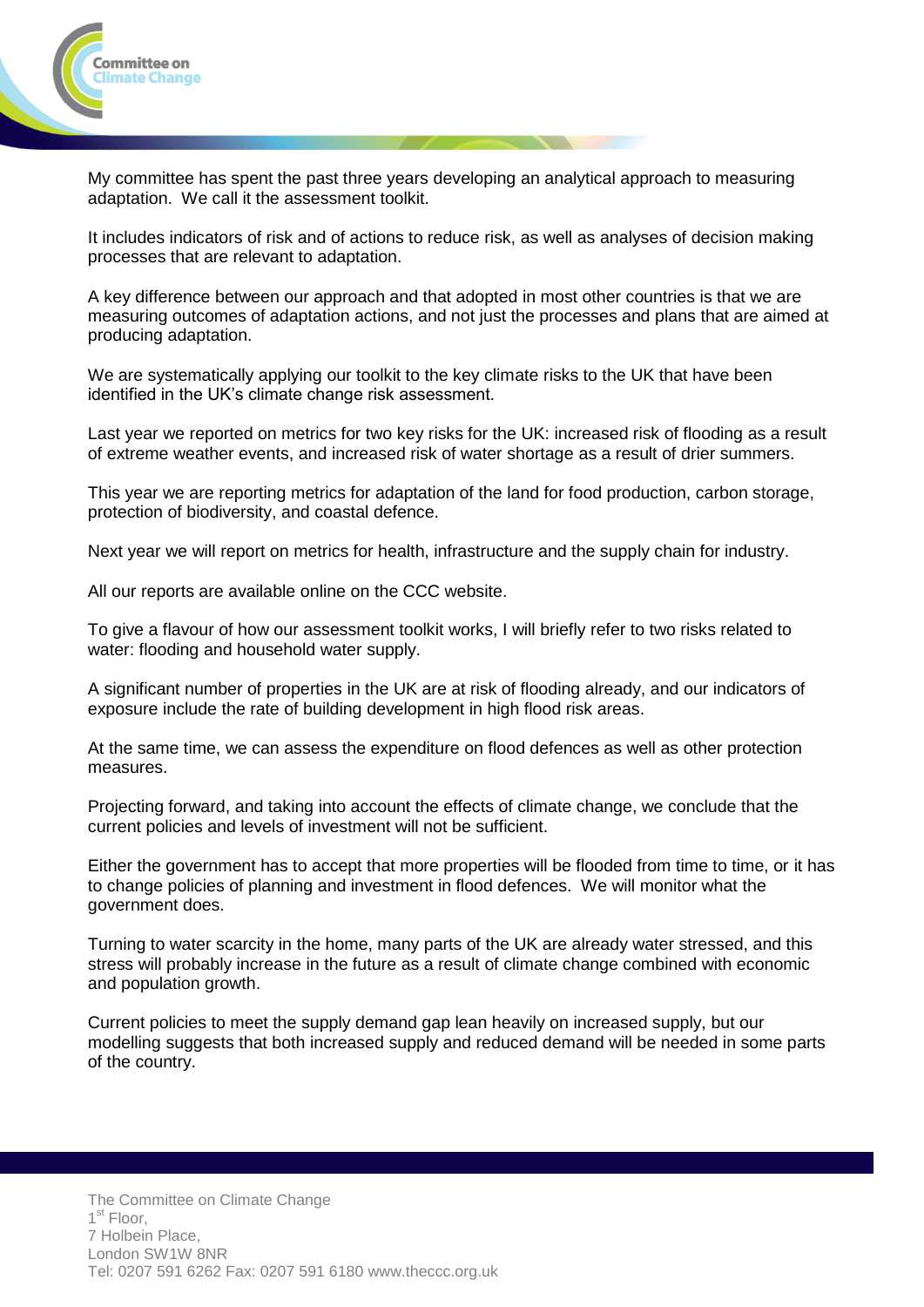My committee has spent the past three years developing an analytical approach to measuring adaptation. We call it the assessment toolkit.

It includes indicators of risk and of actions to reduce risk, as well as analyses of decision making processes that are relevant to adaptation.

A key difference between our approach and that adopted in most other countries is that we are measuring outcomes of adaptation actions, and not just the processes and plans that are aimed at producing adaptation.

We are systematically applying our toolkit to the key climate risks to the UK that have been identified in the UK's climate change risk assessment.

Last year we reported on metrics for two key risks for the UK: increased risk of flooding as a result of extreme weather events, and increased risk of water shortage as a result of drier summers.

This year we are reporting metrics for adaptation of the land for food production, carbon storage, protection of biodiversity, and coastal defence.

Next year we will report on metrics for health, infrastructure and the supply chain for industry.

All our reports are available online on the CCC website.

To give a flavour of how our assessment toolkit works, I will briefly refer to two risks related to water: flooding and household water supply.

A significant number of properties in the UK are at risk of flooding already, and our indicators of exposure include the rate of building development in high flood risk areas.

At the same time, we can assess the expenditure on flood defences as well as other protection measures.

Projecting forward, and taking into account the effects of climate change, we conclude that the current policies and levels of investment will not be sufficient.

Either the government has to accept that more properties will be flooded from time to time, or it has to change policies of planning and investment in flood defences. We will monitor what the government does.

Turning to water scarcity in the home, many parts of the UK are already water stressed, and this stress will probably increase in the future as a result of climate change combined with economic and population growth.

Current policies to meet the supply demand gap lean heavily on increased supply, but our modelling suggests that both increased supply and reduced demand will be needed in some parts of the country.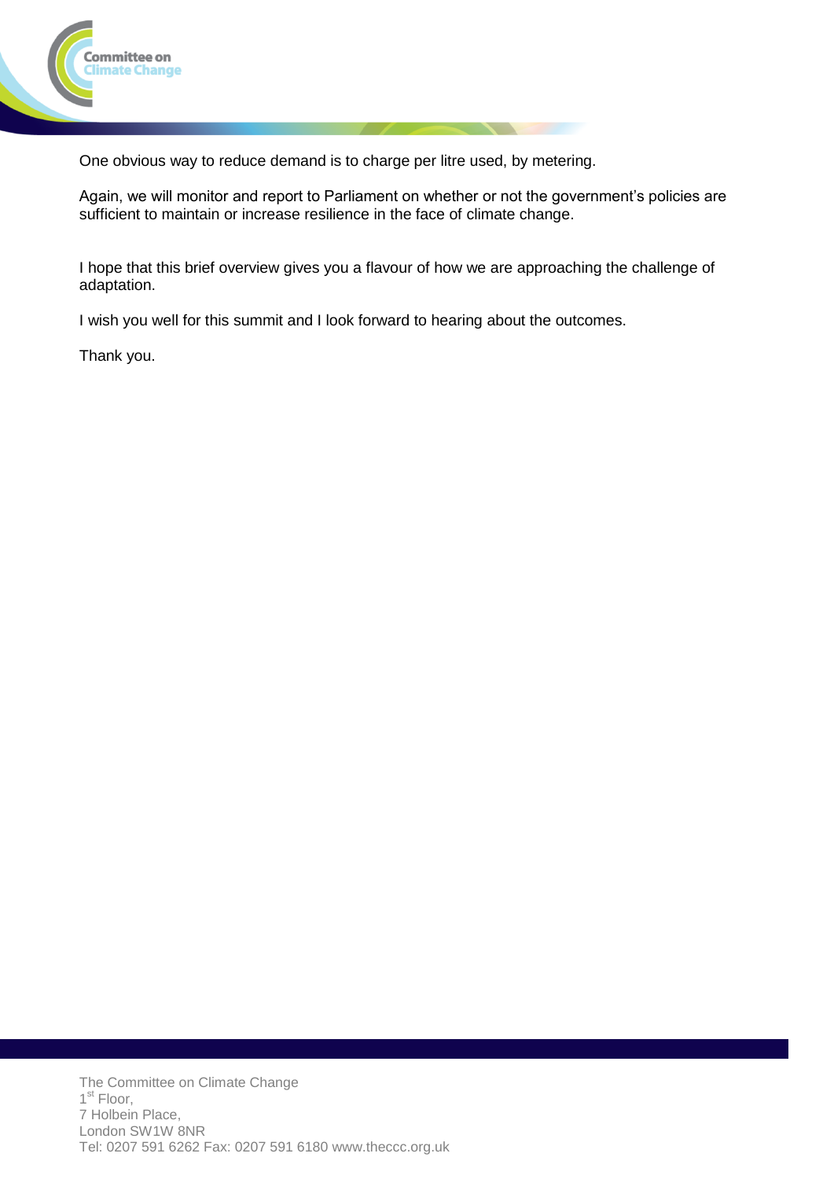One obvious way to reduce demand is to charge per litre used, by metering.

Again, we will monitor and report to Parliament on whether or not the government's policies are sufficient to maintain or increase resilience in the face of climate change.

I hope that this brief overview gives you a flavour of how we are approaching the challenge of adaptation.

I wish you well for this summit and I look forward to hearing about the outcomes.

Thank you.